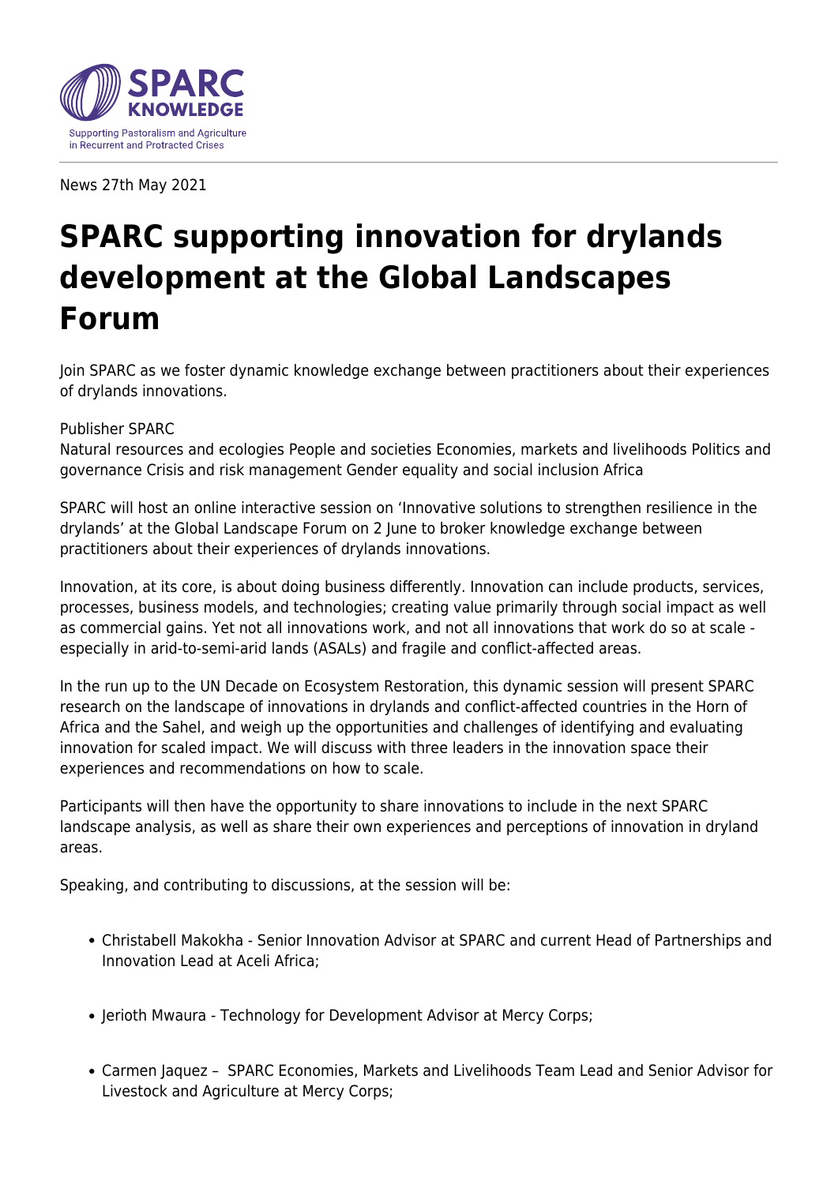News 27th May 2021

# SPARC supporting innovation for drylands development at the Global Landscapes Forum

Join SPARC as we foster dynamic knowledge exchange between practitioners about their experiences of drylands innovations.

Publisher SPARC

Natural resources and ecologies People and societies Economies, markets and livelihoods Politics and governance Crisis and risk management Gender equality and social inclusion Africa

SPARC will host an online interactive session on 'Innovative solutions to strengthen resilience in the drylands' at the Global Landscape Forum on 2 June to broker knowledge exchange between practitioners about their experiences of drylands innovations.

Innovation, at its core, is about doing business differently. Innovation can include products, services, processes, business models, and technologies; creating value primarily through social impact as well as commercial gains. Yet not all innovations work, and not all innovations that work do so at scale - especially in arid-to-semi-arid lands (ASALs) and fragile and conflict-affected areas.

In the run up to the UN Decade on Ecosystem Restoration, this dynamic session will present SPARC research on the landscape of innovations in drylands and conflict-affected countries in the Horn of Africa and the Sahel, and weigh up the opportunities and challenges of identifying and evaluating innovation for scaled impact. We will discuss with three leaders in the innovation space their experiences and recommendations on how to scale.

Participants will then have the opportunity to share innovations to include in the next SPARC landscape analysis, as well as share their own experiences and perceptions of innovation in dryland areas.

Speaking, and contributing to discussions, at the session will be:

- Christabell Makokha - Senior Innovation Advisor at SPARC and current Head of Partnerships and Innovation Lead at Aceli Africa;
- Jerioth Mwaura - Technology for Development Advisor at Mercy Corps;
- Carmen Jaquez – SPARC Economies, Markets and Livelihoods Team Lead and Senior Advisor for Livestock and Agriculture at Mercy Corps;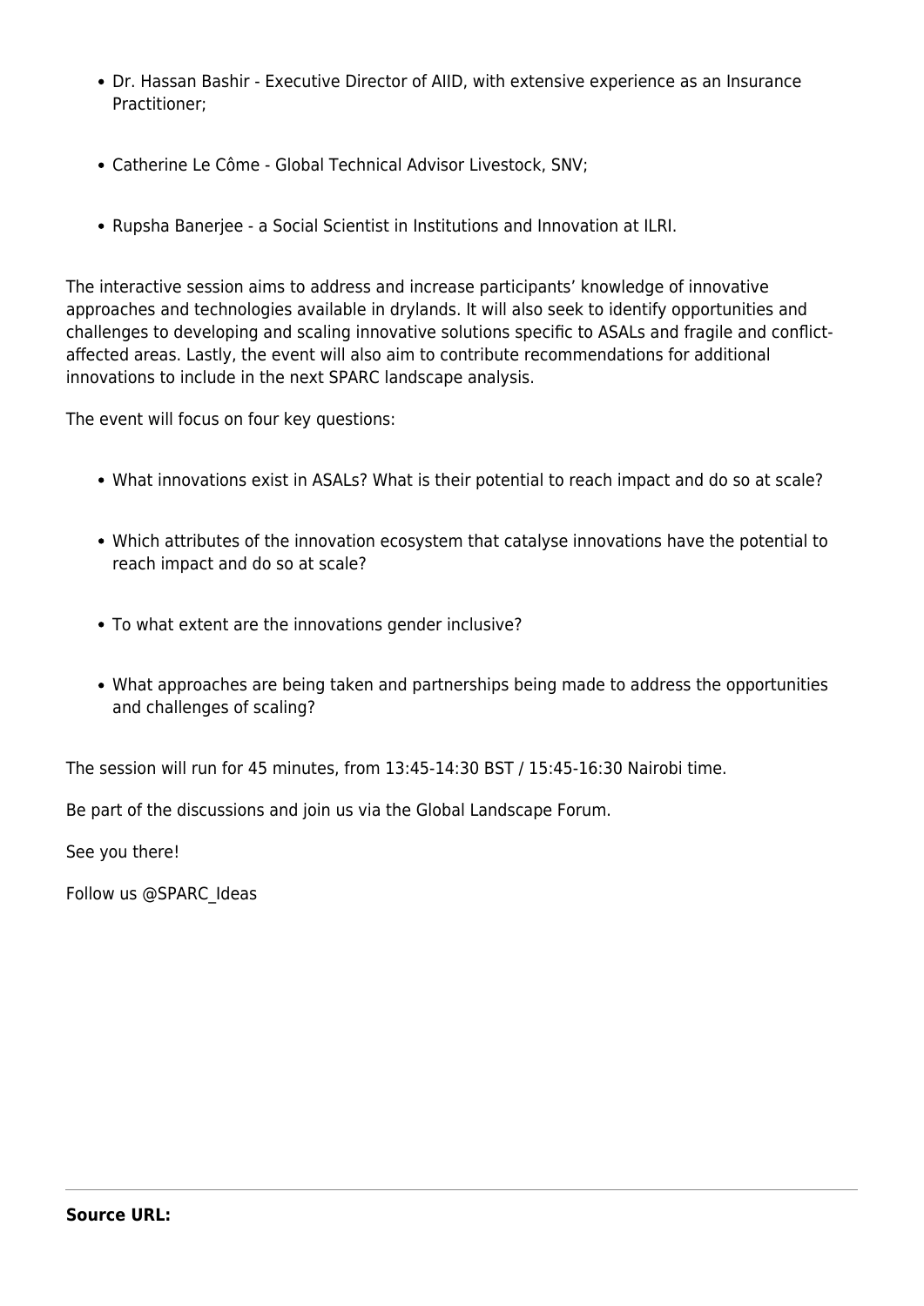- Dr. Hassan Bashir - Executive Director of AIID, with extensive experience as an Insurance Practitioner;
- Catherine Le Côme - Global Technical Advisor Livestock, SNV;
- Rupsha Banerjee - a Social Scientist in Institutions and Innovation at ILRI.

The interactive session aims to address and increase participants' knowledge of innovative approaches and technologies available in drylands. It will also seek to identify opportunities and challenges to developing and scaling innovative solutions specific to ASALs and fragile and conflict-affected areas. Lastly, the event will also aim to contribute recommendations for additional innovations to include in the next SPARC landscape analysis.

The event will focus on four key questions:

- What innovations exist in ASALs? What is their potential to reach impact and do so at scale?
- Which attributes of the innovation ecosystem that catalyse innovations have the potential to reach impact and do so at scale?
- To what extent are the innovations gender inclusive?
- What approaches are being taken and partnerships being made to address the opportunities and challenges of scaling?

The session will run for 45 minutes, from 13:45-14:30 BST / 15:45-16:30 Nairobi time.

Be part of the discussions and join us via the Global Landscape Forum.

See you there!

Follow us @SPARC_Ideas

---

**Source URL:**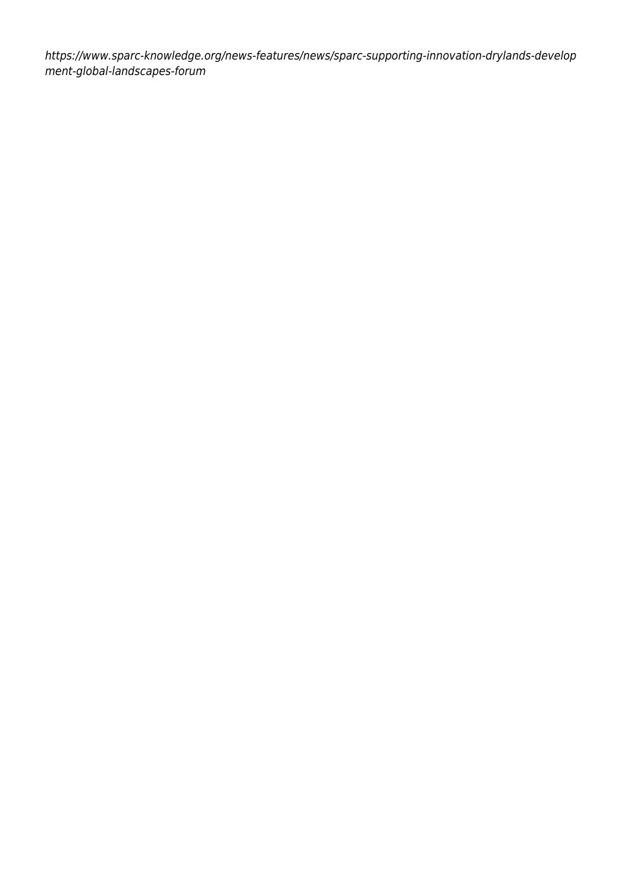*https://www.sparc-knowledge.org/news-features/news/sparc-supporting-innovation-drylands-development-global-landscapes-forum*